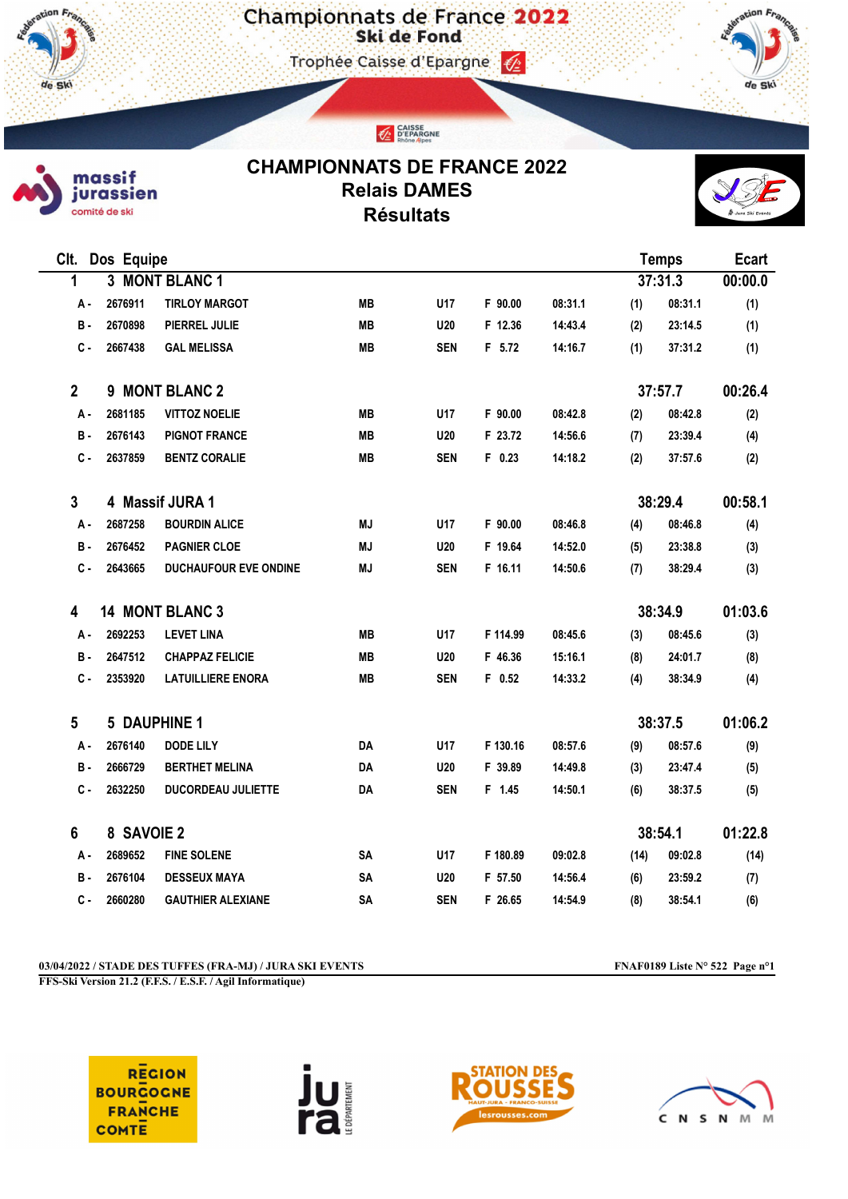# Championnats de France 2022

## Ski de Fond

Trophée Caisse d'Epargne

# CHAMPIONNATS DE FRANCE 2022

## Relais DAMES

## Résultats

| Clt. | Dos | Equipe | | | | | | | Temps | Ecart |
|---|---|---|---|---|---|---|---|---|---|---|
| 1 | 3 | MONT BLANC 1 | | | | | | | 37:31.3 | 00:00.0 |
| | A - | 2676911 | TIRLOY MARGOT | MB | U17 | F 90.00 | 08:31.1 | (1) | 08:31.1 | (1) |
| | B - | 2670898 | PIERREL JULIE | MB | U20 | F 12.36 | 14:43.4 | (2) | 23:14.5 | (1) |
| | C - | 2667438 | GAL MELISSA | MB | SEN | F 5.72 | 14:16.7 | (1) | 37:31.2 | (1) |
| 2 | 9 | MONT BLANC 2 | | | | | | | 37:57.7 | 00:26.4 |
| | A - | 2681185 | VITTOZ NOELIE | MB | U17 | F 90.00 | 08:42.8 | (2) | 08:42.8 | (2) |
| | B - | 2676143 | PIGNOT FRANCE | MB | U20 | F 23.72 | 14:56.6 | (7) | 23:39.4 | (4) |
| | C - | 2637859 | BENTZ CORALIE | MB | SEN | F 0.23 | 14:18.2 | (2) | 37:57.6 | (2) |
| 3 | 4 | Massif JURA 1 | | | | | | | 38:29.4 | 00:58.1 |
| | A - | 2687258 | BOURDIN ALICE | MJ | U17 | F 90.00 | 08:46.8 | (4) | 08:46.8 | (4) |
| | B - | 2676452 | PAGNIER CLOE | MJ | U20 | F 19.64 | 14:52.0 | (5) | 23:38.8 | (3) |
| | C - | 2643665 | DUCHAUFOUR EVE ONDINE | MJ | SEN | F 16.11 | 14:50.6 | (7) | 38:29.4 | (3) |
| 4 | 14 | MONT BLANC 3 | | | | | | | 38:34.9 | 01:03.6 |
| | A - | 2692253 | LEVET LINA | MB | U17 | F 114.99 | 08:45.6 | (3) | 08:45.6 | (3) |
| | B - | 2647512 | CHAPPAZ FELICIE | MB | U20 | F 46.36 | 15:16.1 | (8) | 24:01.7 | (8) |
| | C - | 2353920 | LATUILLIERE ENORA | MB | SEN | F 0.52 | 14:33.2 | (4) | 38:34.9 | (4) |
| 5 | 5 | DAUPHINE 1 | | | | | | | 38:37.5 | 01:06.2 |
| | A - | 2676140 | DODE LILY | DA | U17 | F 130.16 | 08:57.6 | (9) | 08:57.6 | (9) |
| | B - | 2666729 | BERTHET MELINA | DA | U20 | F 39.89 | 14:49.8 | (3) | 23:47.4 | (5) |
| | C - | 2632250 | DUCORDEAU JULIETTE | DA | SEN | F 1.45 | 14:50.1 | (6) | 38:37.5 | (5) |
| 6 | 8 | SAVOIE 2 | | | | | | | 38:54.1 | 01:22.8 |
| | A - | 2689652 | FINE SOLENE | SA | U17 | F 180.89 | 09:02.8 | (14) | 09:02.8 | (14) |
| | B - | 2676104 | DESSEUX MAYA | SA | U20 | F 57.50 | 14:56.4 | (6) | 23:59.2 | (7) |
| | C - | 2660280 | GAUTHIER ALEXIANE | SA | SEN | F 26.65 | 14:54.9 | (8) | 38:54.1 | (6) |

03/04/2022 / STADE DES TUFFES (FRA-MJ) / JURA SKI EVENTS — FNAF0189 Liste N° 522

FFS-Ski Version 21.2 (F.F.S. / E.S.F. / Agil Informatique)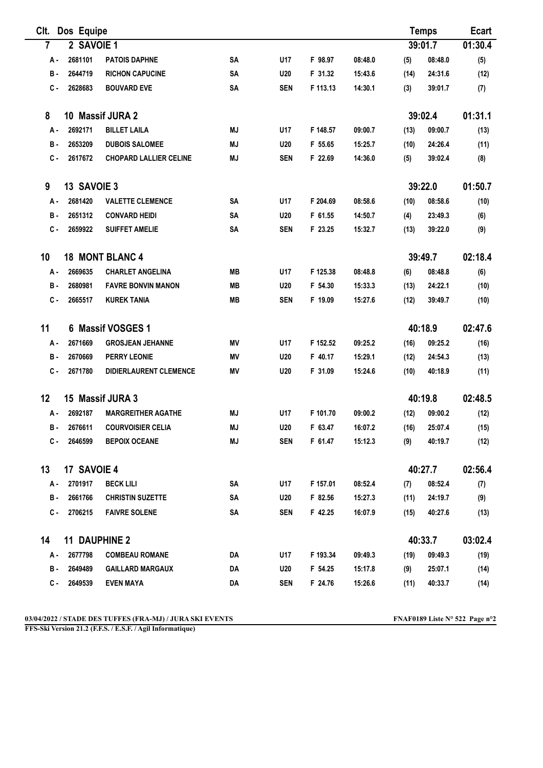| Clt. | Dos | Equipe | | | | | | Temps | | Ecart |
|---|---|---|---|---|---|---|---|---|---|---|
| 7 | 2 | SAVOIE 1 | | | | | | 39:01.7 | | 01:30.4 |
| A - | 2681101 | PATOIS DAPHNE | SA | U17 | F 98.97 | 08:48.0 | (5) | 08:48.0 | | (5) |
| B - | 2644719 | RICHON CAPUCINE | SA | U20 | F 31.32 | 15:43.6 | (14) | 24:31.6 | | (12) |
| C - | 2628683 | BOUVARD EVE | SA | SEN | F 113.13 | 14:30.1 | (3) | 39:01.7 | | (7) |
| 8 | 10 | Massif JURA 2 | | | | | | 39:02.4 | | 01:31.1 |
| A - | 2692171 | BILLET LAILA | MJ | U17 | F 148.57 | 09:00.7 | (13) | 09:00.7 | | (13) |
| B - | 2653209 | DUBOIS SALOMEE | MJ | U20 | F 55.65 | 15:25.7 | (10) | 24:26.4 | | (11) |
| C - | 2617672 | CHOPARD LALLIER CELINE | MJ | SEN | F 22.69 | 14:36.0 | (5) | 39:02.4 | | (8) |
| 9 | 13 | SAVOIE 3 | | | | | | 39:22.0 | | 01:50.7 |
| A - | 2681420 | VALETTE CLEMENCE | SA | U17 | F 204.69 | 08:58.6 | (10) | 08:58.6 | | (10) |
| B - | 2651312 | CONVARD HEIDI | SA | U20 | F 61.55 | 14:50.7 | (4) | 23:49.3 | | (6) |
| C - | 2659922 | SUIFFET AMELIE | SA | SEN | F 23.25 | 15:32.7 | (13) | 39:22.0 | | (9) |
| 10 | 18 | MONT BLANC 4 | | | | | | 39:49.7 | | 02:18.4 |
| A - | 2669635 | CHARLET ANGELINA | MB | U17 | F 125.38 | 08:48.8 | (6) | 08:48.8 | | (6) |
| B - | 2680981 | FAVRE BONVIN MANON | MB | U20 | F 54.30 | 15:33.3 | (13) | 24:22.1 | | (10) |
| C - | 2665517 | KUREK TANIA | MB | SEN | F 19.09 | 15:27.6 | (12) | 39:49.7 | | (10) |
| 11 | 6 | Massif VOSGES 1 | | | | | | 40:18.9 | | 02:47.6 |
| A - | 2671669 | GROSJEAN JEHANNE | MV | U17 | F 152.52 | 09:25.2 | (16) | 09:25.2 | | (16) |
| B - | 2670669 | PERRY LEONIE | MV | U20 | F 40.17 | 15:29.1 | (12) | 24:54.3 | | (13) |
| C - | 2671780 | DIDIERLAURENT CLEMENCE | MV | U20 | F 31.09 | 15:24.6 | (10) | 40:18.9 | | (11) |
| 12 | 15 | Massif JURA 3 | | | | | | 40:19.8 | | 02:48.5 |
| A - | 2692187 | MARGREITHER AGATHE | MJ | U17 | F 101.70 | 09:00.2 | (12) | 09:00.2 | | (12) |
| B - | 2676611 | COURVOISIER CELIA | MJ | U20 | F 63.47 | 16:07.2 | (16) | 25:07.4 | | (15) |
| C - | 2646599 | BEPOIX OCEANE | MJ | SEN | F 61.47 | 15:12.3 | (9) | 40:19.7 | | (12) |
| 13 | 17 | SAVOIE 4 | | | | | | 40:27.7 | | 02:56.4 |
| A - | 2701917 | BECK LILI | SA | U17 | F 157.01 | 08:52.4 | (7) | 08:52.4 | | (7) |
| B - | 2661766 | CHRISTIN SUZETTE | SA | U20 | F 82.56 | 15:27.3 | (11) | 24:19.7 | | (9) |
| C - | 2706215 | FAIVRE SOLENE | SA | SEN | F 42.25 | 16:07.9 | (15) | 40:27.6 | | (13) |
| 14 | 11 | DAUPHINE 2 | | | | | | 40:33.7 | | 03:02.4 |
| A - | 2677798 | COMBEAU ROMANE | DA | U17 | F 193.34 | 09:49.3 | (19) | 09:49.3 | | (19) |
| B - | 2649489 | GAILLARD MARGAUX | DA | U20 | F 54.25 | 15:17.8 | (9) | 25:07.1 | | (14) |
| C - | 2649539 | EVEN MAYA | DA | SEN | F 24.76 | 15:26.6 | (11) | 40:33.7 | | (14) |

03/04/2022 / STADE DES TUFFES (FRA-MJ) / JURA SKI EVENTS — FNAF0189 Liste N° 522

FFS-Ski Version 21.2 (F.F.S. / E.S.F. / Agil Informatique)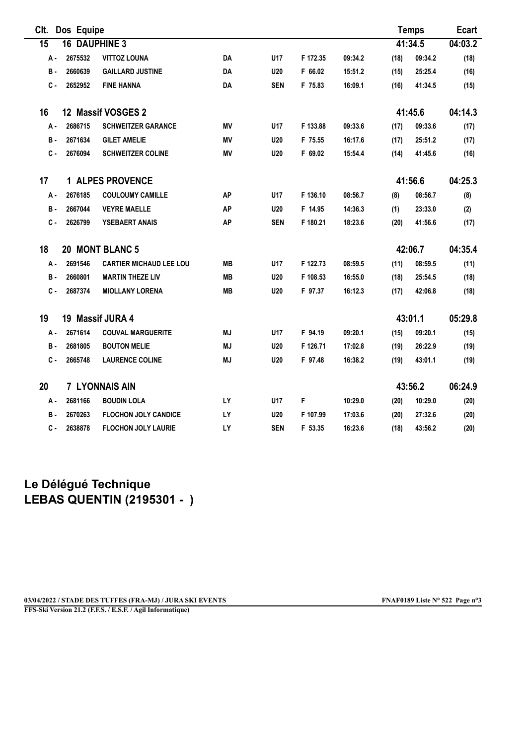| Clt. | Dos | Equipe | | | | | | | Temps | Ecart |
|---|---|---|---|---|---|---|---|---|---|---|
| 15 | 16 | DAUPHINE 3 | | | | | | | 41:34.5 | 04:03.2 |
| A - | 2675532 | VITTOZ LOUNA | DA | U17 | F 172.35 | 09:34.2 | (18) | | 09:34.2 | (18) |
| B - | 2660639 | GAILLARD JUSTINE | DA | U20 | F 66.02 | 15:51.2 | (15) | | 25:25.4 | (16) |
| C - | 2652952 | FINE HANNA | DA | SEN | F 75.83 | 16:09.1 | (16) | | 41:34.5 | (15) |
| 16 | 12 | Massif VOSGES 2 | | | | | | | 41:45.6 | 04:14.3 |
| A - | 2686715 | SCHWEITZER GARANCE | MV | U17 | F 133.88 | 09:33.6 | (17) | | 09:33.6 | (17) |
| B - | 2671634 | GILET AMELIE | MV | U20 | F 75.55 | 16:17.6 | (17) | | 25:51.2 | (17) |
| C - | 2676094 | SCHWEITZER COLINE | MV | U20 | F 69.02 | 15:54.4 | (14) | | 41:45.6 | (16) |
| 17 | 1 | ALPES PROVENCE | | | | | | | 41:56.6 | 04:25.3 |
| A - | 2676185 | COULOUMY CAMILLE | AP | U17 | F 136.10 | 08:56.7 | (8) | | 08:56.7 | (8) |
| B - | 2667044 | VEYRE MAELLE | AP | U20 | F 14.95 | 14:36.3 | (1) | | 23:33.0 | (2) |
| C - | 2626799 | YSEBAERT ANAIS | AP | SEN | F 180.21 | 18:23.6 | (20) | | 41:56.6 | (17) |
| 18 | 20 | MONT BLANC 5 | | | | | | | 42:06.7 | 04:35.4 |
| A - | 2691546 | CARTIER MICHAUD LEE LOU | MB | U17 | F 122.73 | 08:59.5 | (11) | | 08:59.5 | (11) |
| B - | 2660801 | MARTIN THEZE LIV | MB | U20 | F 108.53 | 16:55.0 | (18) | | 25:54.5 | (18) |
| C - | 2687374 | MIOLLANY LORENA | MB | U20 | F 97.37 | 16:12.3 | (17) | | 42:06.8 | (18) |
| 19 | 19 | Massif JURA 4 | | | | | | | 43:01.1 | 05:29.8 |
| A - | 2671614 | COUVAL MARGUERITE | MJ | U17 | F 94.19 | 09:20.1 | (15) | | 09:20.1 | (15) |
| B - | 2681805 | BOUTON MELIE | MJ | U20 | F 126.71 | 17:02.8 | (19) | | 26:22.9 | (19) |
| C - | 2665748 | LAURENCE COLINE | MJ | U20 | F 97.48 | 16:38.2 | (19) | | 43:01.1 | (19) |
| 20 | 7 | LYONNAIS AIN | | | | | | | 43:56.2 | 06:24.9 |
| A - | 2681166 | BOUDIN LOLA | LY | U17 | F | 10:29.0 | (20) | | 10:29.0 | (20) |
| B - | 2670263 | FLOCHON JOLY CANDICE | LY | U20 | F 107.99 | 17:03.6 | (20) | | 27:32.6 | (20) |
| C - | 2638878 | FLOCHON JOLY LAURIE | LY | SEN | F 53.35 | 16:23.6 | (18) | | 43:56.2 | (20) |

## Le Délégué Technique
## LEBAS QUENTIN (2195301 - )

03/04/2022 / STADE DES TUFFES (FRA-MJ) / JURA SKI EVENTS

FNAF0189 Liste N° 522

FFS-Ski Version 21.2 (F.F.S. / E.S.F. / Agil Informatique)